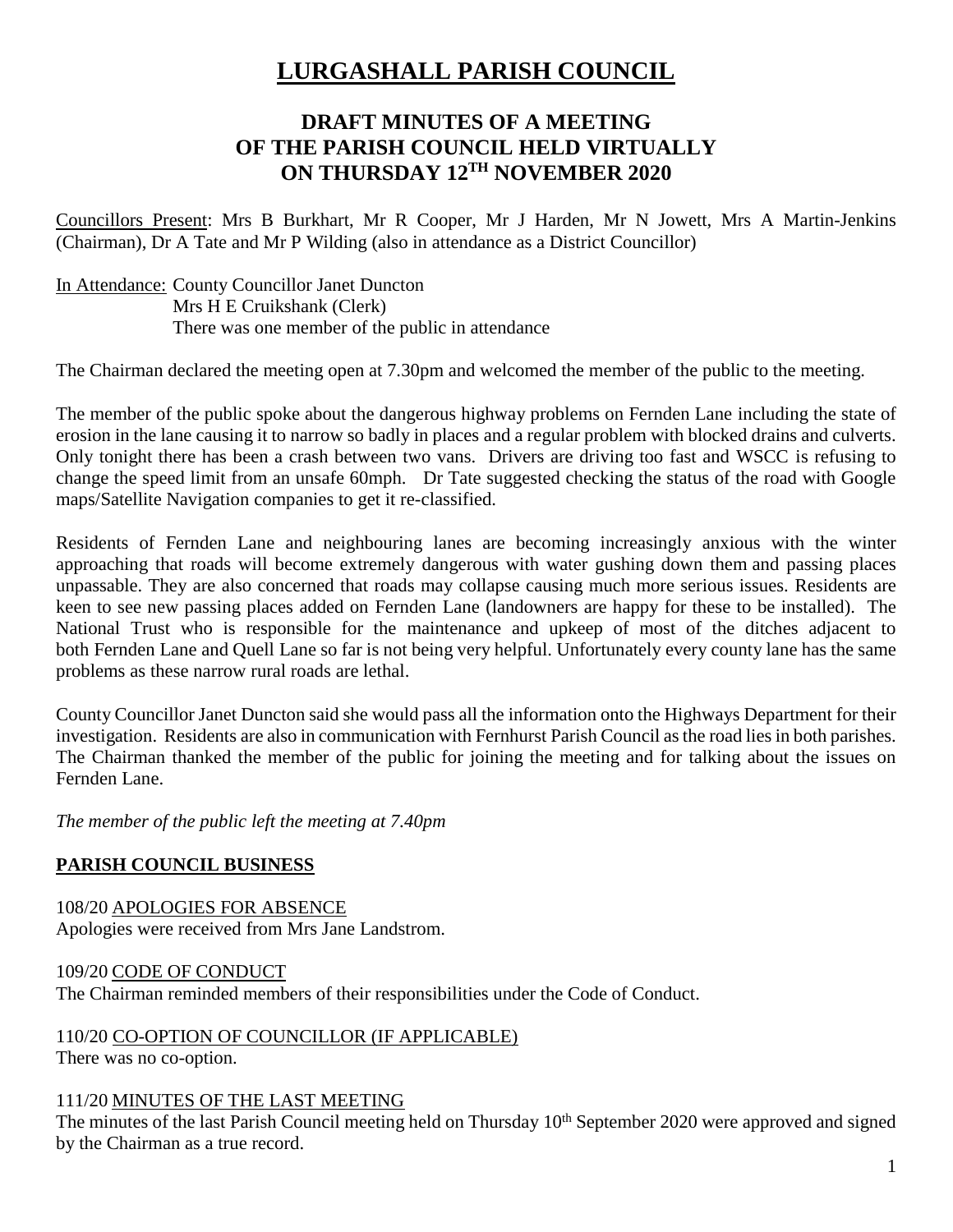# LURGASHALL PARISH COUNCIL

## DRAFT MINUTES OF A MEETING OF THE PARISH COUNCIL HELD VIRTUALLY ON THURSDAY 12TH NOVEMBER 2020

Councillors Present: Mrs B Burkhart, Mr R Cooper, Mr J Harden, Mr N Jowett, Mrs A Martin-Jenkins (Chairman), Dr A Tate and Mr P Wilding (also in attendance as a District Councillor)

In Attendance: County Councillor Janet Duncton
Mrs H E Cruikshank (Clerk)
There was one member of the public in attendance

The Chairman declared the meeting open at 7.30pm and welcomed the member of the public to the meeting.

The member of the public spoke about the dangerous highway problems on Fernden Lane including the state of erosion in the lane causing it to narrow so badly in places and a regular problem with blocked drains and culverts. Only tonight there has been a crash between two vans. Drivers are driving too fast and WSCC is refusing to change the speed limit from an unsafe 60mph. Dr Tate suggested checking the status of the road with Google maps/Satellite Navigation companies to get it re-classified.

Residents of Fernden Lane and neighbouring lanes are becoming increasingly anxious with the winter approaching that roads will become extremely dangerous with water gushing down them and passing places unpassable. They are also concerned that roads may collapse causing much more serious issues. Residents are keen to see new passing places added on Fernden Lane (landowners are happy for these to be installed). The National Trust who is responsible for the maintenance and upkeep of most of the ditches adjacent to both Fernden Lane and Quell Lane so far is not being very helpful. Unfortunately every county lane has the same problems as these narrow rural roads are lethal.

County Councillor Janet Duncton said she would pass all the information onto the Highways Department for their investigation. Residents are also in communication with Fernhurst Parish Council as the road lies in both parishes. The Chairman thanked the member of the public for joining the meeting and for talking about the issues on Fernden Lane.

*The member of the public left the meeting at 7.40pm*

**PARISH COUNCIL BUSINESS**

108/20 APOLOGIES FOR ABSENCE
Apologies were received from Mrs Jane Landstrom.

109/20 CODE OF CONDUCT
The Chairman reminded members of their responsibilities under the Code of Conduct.

110/20 CO-OPTION OF COUNCILLOR (IF APPLICABLE)
There was no co-option.

111/20 MINUTES OF THE LAST MEETING
The minutes of the last Parish Council meeting held on Thursday 10th September 2020 were approved and signed by the Chairman as a true record.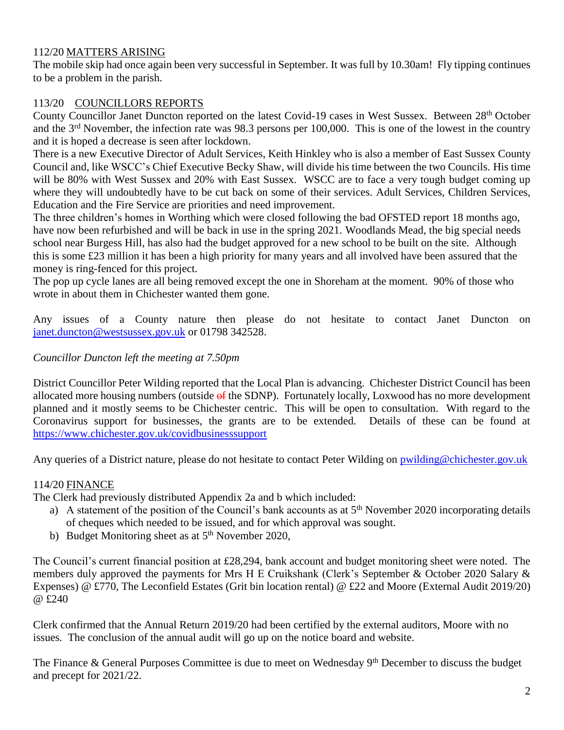112/20 MATTERS ARISING

The mobile skip had once again been very successful in September. It was full by 10.30am! Fly tipping continues to be a problem in the parish.

113/20 COUNCILLORS REPORTS

County Councillor Janet Duncton reported on the latest Covid-19 cases in West Sussex. Between 28th October and the 3rd November, the infection rate was 98.3 persons per 100,000. This is one of the lowest in the country and it is hoped a decrease is seen after lockdown.

There is a new Executive Director of Adult Services, Keith Hinkley who is also a member of East Sussex County Council and, like WSCC's Chief Executive Becky Shaw, will divide his time between the two Councils. His time will be 80% with West Sussex and 20% with East Sussex. WSCC are to face a very tough budget coming up where they will undoubtedly have to be cut back on some of their services. Adult Services, Children Services, Education and the Fire Service are priorities and need improvement.

The three children's homes in Worthing which were closed following the bad OFSTED report 18 months ago, have now been refurbished and will be back in use in the spring 2021. Woodlands Mead, the big special needs school near Burgess Hill, has also had the budget approved for a new school to be built on the site. Although this is some £23 million it has been a high priority for many years and all involved have been assured that the money is ring-fenced for this project.

The pop up cycle lanes are all being removed except the one in Shoreham at the moment. 90% of those who wrote in about them in Chichester wanted them gone.

Any issues of a County nature then please do not hesitate to contact Janet Duncton on janet.duncton@westsussex.gov.uk or 01798 342528.

*Councillor Duncton left the meeting at 7.50pm*

District Councillor Peter Wilding reported that the Local Plan is advancing. Chichester District Council has been allocated more housing numbers (outside ~~of~~ the SDNP). Fortunately locally, Loxwood has no more development planned and it mostly seems to be Chichester centric. This will be open to consultation. With regard to the Coronavirus support for businesses, the grants are to be extended. Details of these can be found at https://www.chichester.gov.uk/covidbusinesssupport

Any queries of a District nature, please do not hesitate to contact Peter Wilding on pwilding@chichester.gov.uk

114/20 FINANCE

The Clerk had previously distributed Appendix 2a and b which included:

a) A statement of the position of the Council's bank accounts as at 5th November 2020 incorporating details of cheques which needed to be issued, and for which approval was sought.
b) Budget Monitoring sheet as at 5th November 2020,

The Council's current financial position at £28,294, bank account and budget monitoring sheet were noted. The members duly approved the payments for Mrs H E Cruikshank (Clerk's September & October 2020 Salary & Expenses) @ £770, The Leconfield Estates (Grit bin location rental) @ £22 and Moore (External Audit 2019/20) @ £240

Clerk confirmed that the Annual Return 2019/20 had been certified by the external auditors, Moore with no issues. The conclusion of the annual audit will go up on the notice board and website.

The Finance & General Purposes Committee is due to meet on Wednesday 9th December to discuss the budget and precept for 2021/22.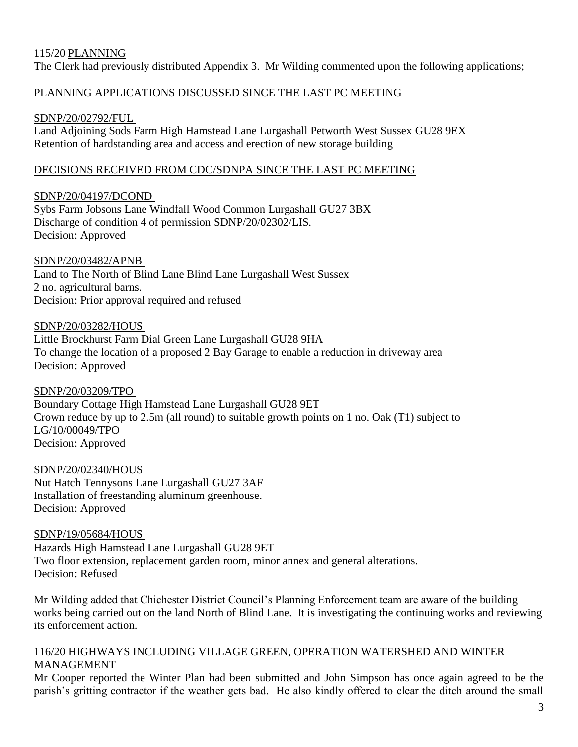115/20 PLANNING

The Clerk had previously distributed Appendix 3. Mr Wilding commented upon the following applications;

PLANNING APPLICATIONS DISCUSSED SINCE THE LAST PC MEETING

SDNP/20/02792/FUL

Land Adjoining Sods Farm High Hamstead Lane Lurgashall Petworth West Sussex GU28 9EX
Retention of hardstanding area and access and erection of new storage building

DECISIONS RECEIVED FROM CDC/SDNPA SINCE THE LAST PC MEETING

SDNP/20/04197/DCOND

Sybs Farm Jobsons Lane Windfall Wood Common Lurgashall GU27 3BX
Discharge of condition 4 of permission SDNP/20/02302/LIS.
Decision: Approved

SDNP/20/03482/APNB

Land to The North of Blind Lane Blind Lane Lurgashall West Sussex
2 no. agricultural barns.
Decision: Prior approval required and refused

SDNP/20/03282/HOUS

Little Brockhurst Farm Dial Green Lane Lurgashall GU28 9HA
To change the location of a proposed 2 Bay Garage to enable a reduction in driveway area
Decision: Approved

SDNP/20/03209/TPO

Boundary Cottage High Hamstead Lane Lurgashall GU28 9ET
Crown reduce by up to 2.5m (all round) to suitable growth points on 1 no. Oak (T1) subject to LG/10/00049/TPO
Decision: Approved

SDNP/20/02340/HOUS

Nut Hatch Tennysons Lane Lurgashall GU27 3AF
Installation of freestanding aluminum greenhouse.
Decision: Approved

SDNP/19/05684/HOUS

Hazards High Hamstead Lane Lurgashall GU28 9ET
Two floor extension, replacement garden room, minor annex and general alterations.
Decision: Refused

Mr Wilding added that Chichester District Council's Planning Enforcement team are aware of the building works being carried out on the land North of Blind Lane. It is investigating the continuing works and reviewing its enforcement action.

116/20 HIGHWAYS INCLUDING VILLAGE GREEN, OPERATION WATERSHED AND WINTER MANAGEMENT

Mr Cooper reported the Winter Plan had been submitted and John Simpson has once again agreed to be the parish's gritting contractor if the weather gets bad. He also kindly offered to clear the ditch around the small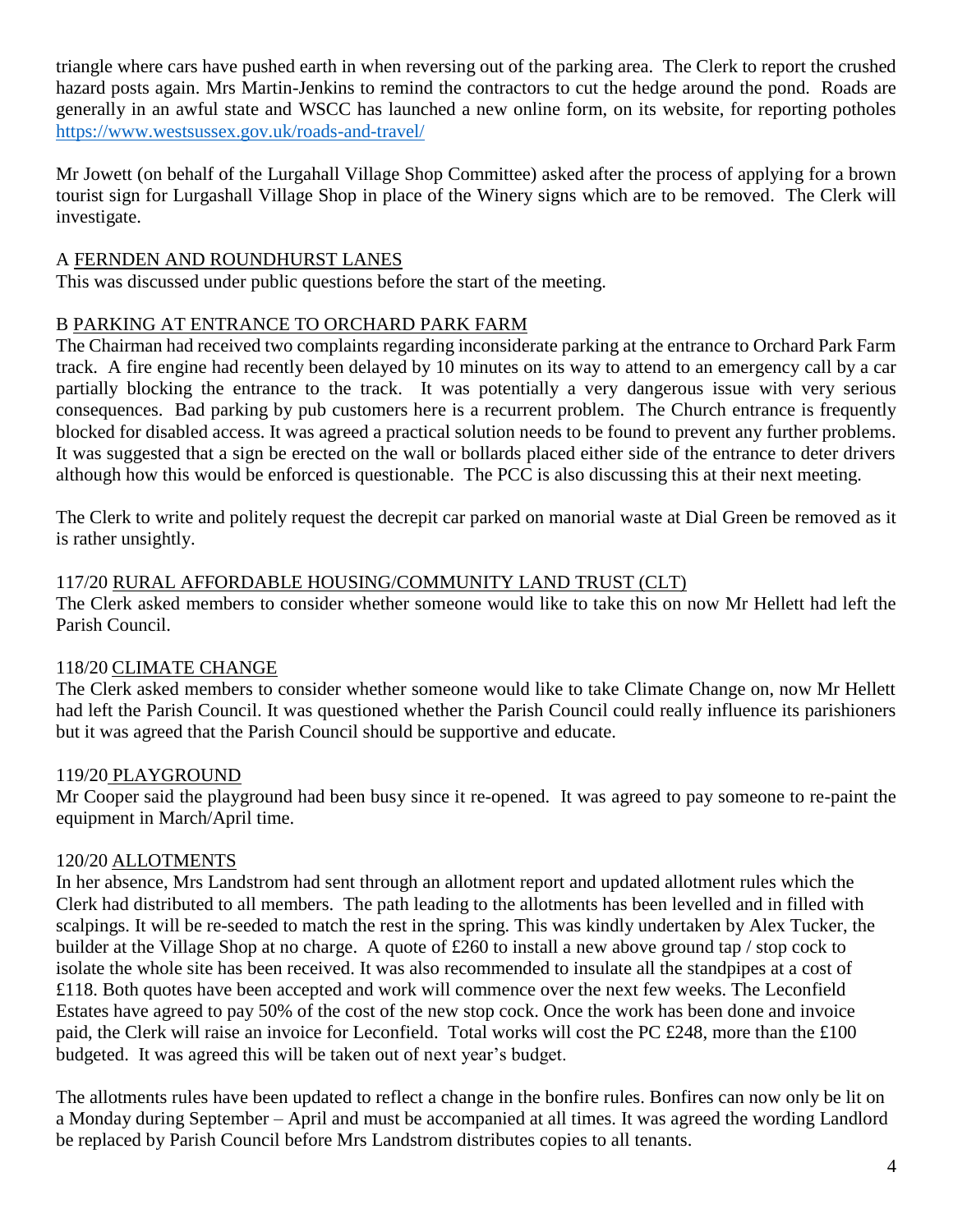triangle where cars have pushed earth in when reversing out of the parking area. The Clerk to report the crushed hazard posts again. Mrs Martin-Jenkins to remind the contractors to cut the hedge around the pond. Roads are generally in an awful state and WSCC has launched a new online form, on its website, for reporting potholes https://www.westsussex.gov.uk/roads-and-travel/

Mr Jowett (on behalf of the Lurgahall Village Shop Committee) asked after the process of applying for a brown tourist sign for Lurgashall Village Shop in place of the Winery signs which are to be removed. The Clerk will investigate.

A FERNDEN AND ROUNDHURST LANES

This was discussed under public questions before the start of the meeting.

B PARKING AT ENTRANCE TO ORCHARD PARK FARM

The Chairman had received two complaints regarding inconsiderate parking at the entrance to Orchard Park Farm track. A fire engine had recently been delayed by 10 minutes on its way to attend to an emergency call by a car partially blocking the entrance to the track. It was potentially a very dangerous issue with very serious consequences. Bad parking by pub customers here is a recurrent problem. The Church entrance is frequently blocked for disabled access. It was agreed a practical solution needs to be found to prevent any further problems. It was suggested that a sign be erected on the wall or bollards placed either side of the entrance to deter drivers although how this would be enforced is questionable. The PCC is also discussing this at their next meeting.

The Clerk to write and politely request the decrepit car parked on manorial waste at Dial Green be removed as it is rather unsightly.

117/20 RURAL AFFORDABLE HOUSING/COMMUNITY LAND TRUST (CLT)

The Clerk asked members to consider whether someone would like to take this on now Mr Hellett had left the Parish Council.

118/20 CLIMATE CHANGE

The Clerk asked members to consider whether someone would like to take Climate Change on, now Mr Hellett had left the Parish Council. It was questioned whether the Parish Council could really influence its parishioners but it was agreed that the Parish Council should be supportive and educate.

119/20 PLAYGROUND

Mr Cooper said the playground had been busy since it re-opened. It was agreed to pay someone to re-paint the equipment in March/April time.

120/20 ALLOTMENTS

In her absence, Mrs Landstrom had sent through an allotment report and updated allotment rules which the Clerk had distributed to all members. The path leading to the allotments has been levelled and in filled with scalpings. It will be re-seeded to match the rest in the spring. This was kindly undertaken by Alex Tucker, the builder at the Village Shop at no charge. A quote of £260 to install a new above ground tap / stop cock to isolate the whole site has been received. It was also recommended to insulate all the standpipes at a cost of £118. Both quotes have been accepted and work will commence over the next few weeks. The Leconfield Estates have agreed to pay 50% of the cost of the new stop cock. Once the work has been done and invoice paid, the Clerk will raise an invoice for Leconfield. Total works will cost the PC £248, more than the £100 budgeted. It was agreed this will be taken out of next year's budget.

The allotments rules have been updated to reflect a change in the bonfire rules. Bonfires can now only be lit on a Monday during September – April and must be accompanied at all times. It was agreed the wording Landlord be replaced by Parish Council before Mrs Landstrom distributes copies to all tenants.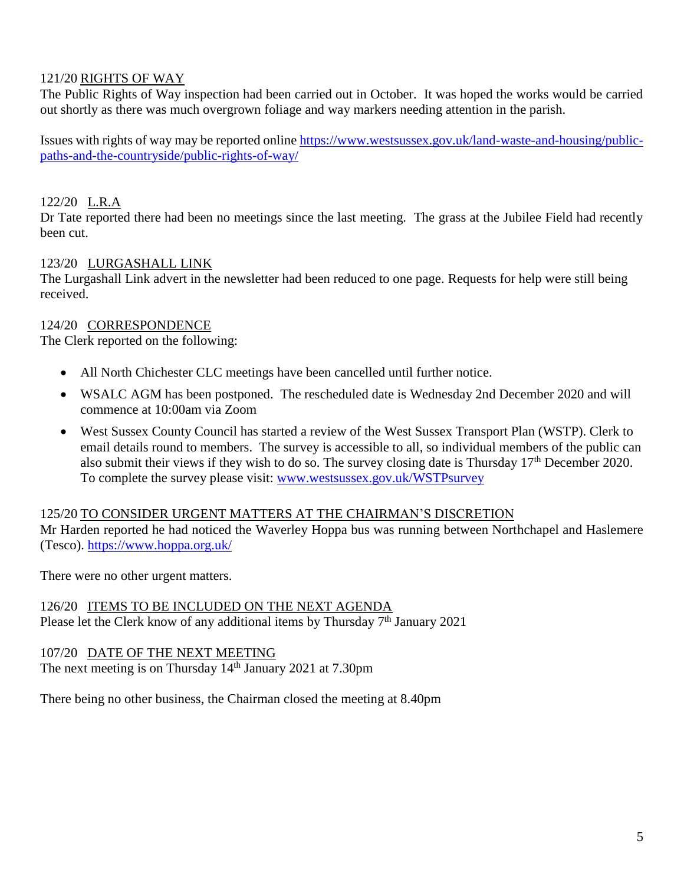121/20 RIGHTS OF WAY

The Public Rights of Way inspection had been carried out in October. It was hoped the works would be carried out shortly as there was much overgrown foliage and way markers needing attention in the parish.

Issues with rights of way may be reported online https://www.westsussex.gov.uk/land-waste-and-housing/public-paths-and-the-countryside/public-rights-of-way/

122/20 L.R.A

Dr Tate reported there had been no meetings since the last meeting. The grass at the Jubilee Field had recently been cut.

123/20 LURGASHALL LINK

The Lurgashall Link advert in the newsletter had been reduced to one page. Requests for help were still being received.

124/20 CORRESPONDENCE

The Clerk reported on the following:

- All North Chichester CLC meetings have been cancelled until further notice.
- WSALC AGM has been postponed. The rescheduled date is Wednesday 2nd December 2020 and will commence at 10:00am via Zoom
- West Sussex County Council has started a review of the West Sussex Transport Plan (WSTP). Clerk to email details round to members. The survey is accessible to all, so individual members of the public can also submit their views if they wish to do so. The survey closing date is Thursday 17th December 2020. To complete the survey please visit: www.westsussex.gov.uk/WSTPsurvey

125/20 TO CONSIDER URGENT MATTERS AT THE CHAIRMAN'S DISCRETION

Mr Harden reported he had noticed the Waverley Hoppa bus was running between Northchapel and Haslemere (Tesco). https://www.hoppa.org.uk/

There were no other urgent matters.

126/20 ITEMS TO BE INCLUDED ON THE NEXT AGENDA

Please let the Clerk know of any additional items by Thursday 7th January 2021

107/20 DATE OF THE NEXT MEETING

The next meeting is on Thursday 14th January 2021 at 7.30pm

There being no other business, the Chairman closed the meeting at 8.40pm